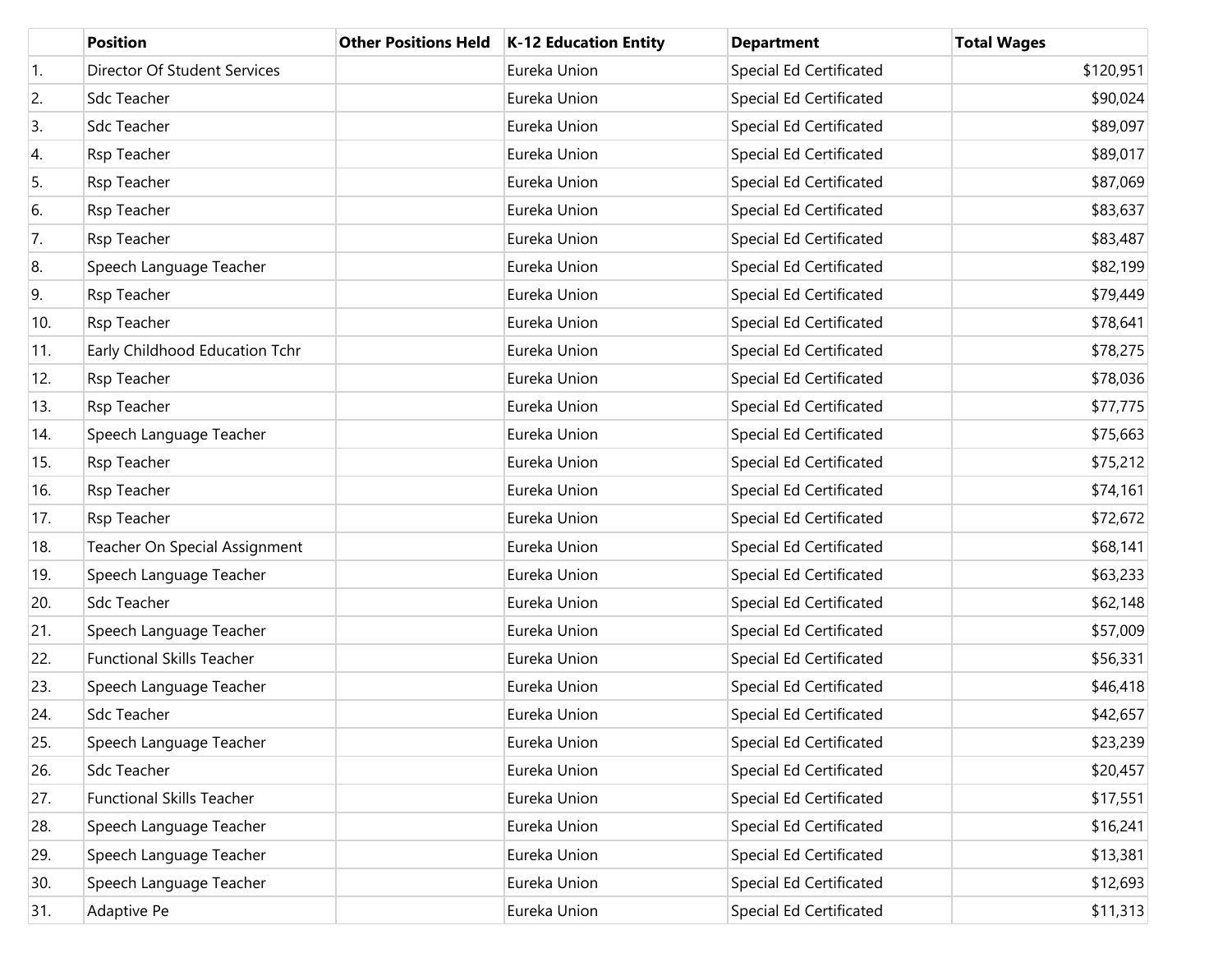|  | Position | Other Positions Held | K-12 Education Entity | Department | Total Wages |
|---|---|---|---|---|---|
| 1. | Director Of Student Services |  | Eureka Union | Special Ed Certificated | $120,951 |
| 2. | Sdc Teacher |  | Eureka Union | Special Ed Certificated | $90,024 |
| 3. | Sdc Teacher |  | Eureka Union | Special Ed Certificated | $89,097 |
| 4. | Rsp Teacher |  | Eureka Union | Special Ed Certificated | $89,017 |
| 5. | Rsp Teacher |  | Eureka Union | Special Ed Certificated | $87,069 |
| 6. | Rsp Teacher |  | Eureka Union | Special Ed Certificated | $83,637 |
| 7. | Rsp Teacher |  | Eureka Union | Special Ed Certificated | $83,487 |
| 8. | Speech Language Teacher |  | Eureka Union | Special Ed Certificated | $82,199 |
| 9. | Rsp Teacher |  | Eureka Union | Special Ed Certificated | $79,449 |
| 10. | Rsp Teacher |  | Eureka Union | Special Ed Certificated | $78,641 |
| 11. | Early Childhood Education Tchr |  | Eureka Union | Special Ed Certificated | $78,275 |
| 12. | Rsp Teacher |  | Eureka Union | Special Ed Certificated | $78,036 |
| 13. | Rsp Teacher |  | Eureka Union | Special Ed Certificated | $77,775 |
| 14. | Speech Language Teacher |  | Eureka Union | Special Ed Certificated | $75,663 |
| 15. | Rsp Teacher |  | Eureka Union | Special Ed Certificated | $75,212 |
| 16. | Rsp Teacher |  | Eureka Union | Special Ed Certificated | $74,161 |
| 17. | Rsp Teacher |  | Eureka Union | Special Ed Certificated | $72,672 |
| 18. | Teacher On Special Assignment |  | Eureka Union | Special Ed Certificated | $68,141 |
| 19. | Speech Language Teacher |  | Eureka Union | Special Ed Certificated | $63,233 |
| 20. | Sdc Teacher |  | Eureka Union | Special Ed Certificated | $62,148 |
| 21. | Speech Language Teacher |  | Eureka Union | Special Ed Certificated | $57,009 |
| 22. | Functional Skills Teacher |  | Eureka Union | Special Ed Certificated | $56,331 |
| 23. | Speech Language Teacher |  | Eureka Union | Special Ed Certificated | $46,418 |
| 24. | Sdc Teacher |  | Eureka Union | Special Ed Certificated | $42,657 |
| 25. | Speech Language Teacher |  | Eureka Union | Special Ed Certificated | $23,239 |
| 26. | Sdc Teacher |  | Eureka Union | Special Ed Certificated | $20,457 |
| 27. | Functional Skills Teacher |  | Eureka Union | Special Ed Certificated | $17,551 |
| 28. | Speech Language Teacher |  | Eureka Union | Special Ed Certificated | $16,241 |
| 29. | Speech Language Teacher |  | Eureka Union | Special Ed Certificated | $13,381 |
| 30. | Speech Language Teacher |  | Eureka Union | Special Ed Certificated | $12,693 |
| 31. | Adaptive Pe |  | Eureka Union | Special Ed Certificated | $11,313 |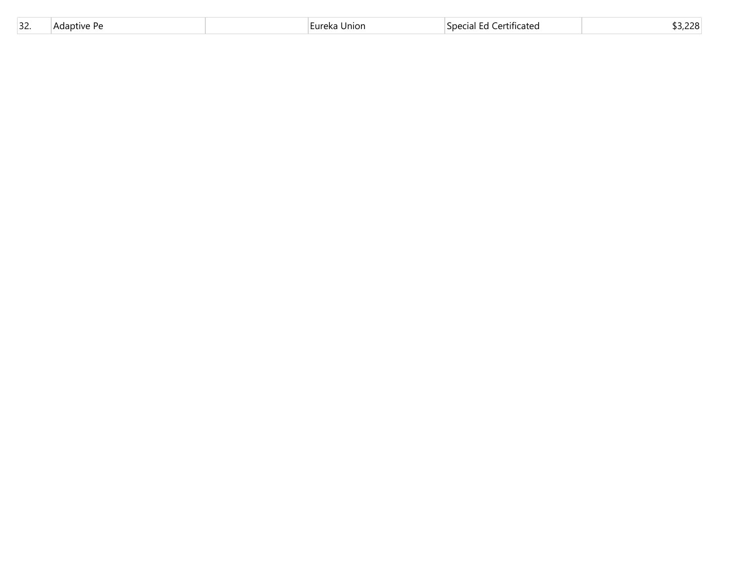| | | | | | |
|---|---|---|---|---|---|
| 32. | Adaptive Pe | | Eureka Union | Special Ed Certificated | $3,228 |